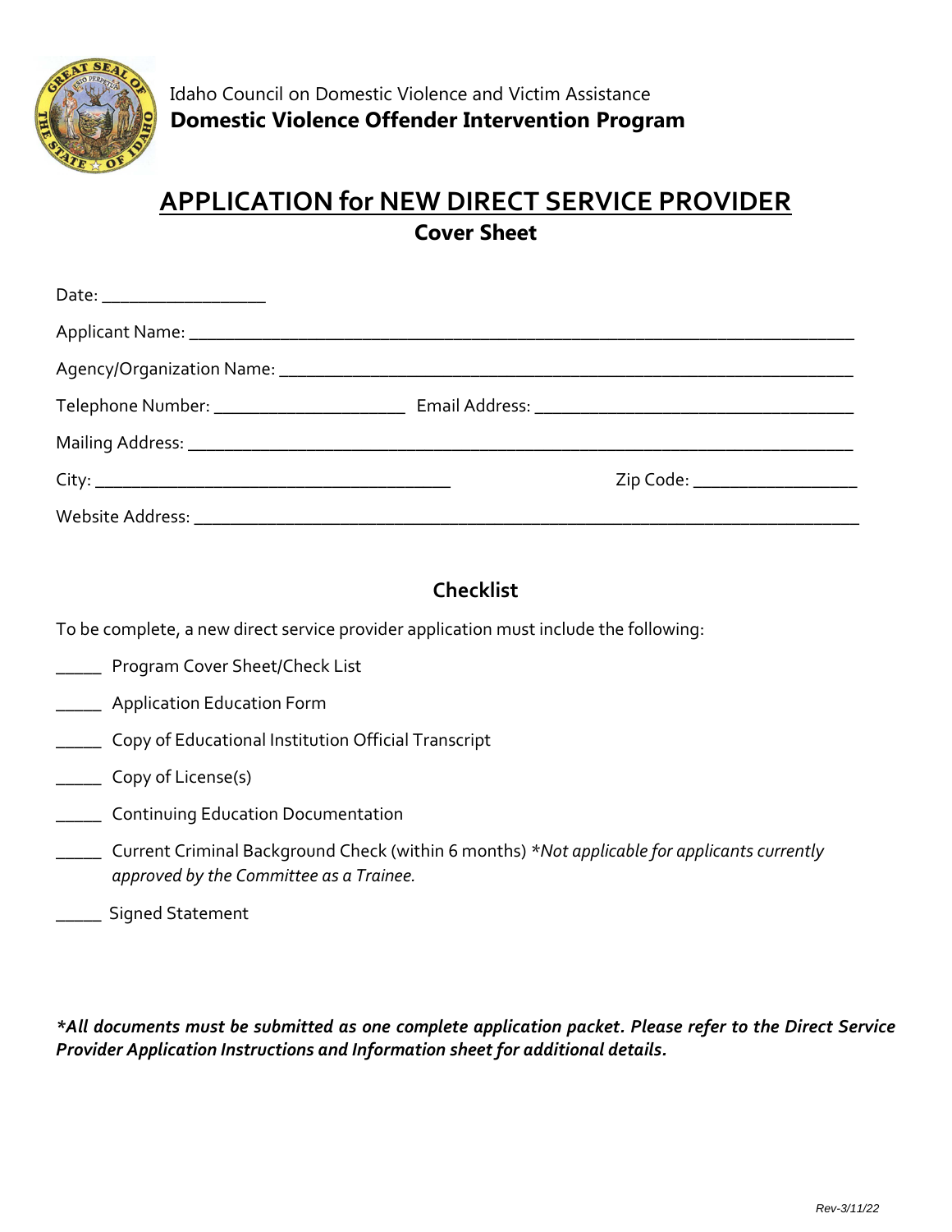Idaho Council on Domestic Violence and Victim Assistance

**Domestic Violence Offender Intervention Program**

# APPLICATION for NEW DIRECT SERVICE PROVIDER

## Cover Sheet

Date: ___________________

Applicant Name: ___________________________________________________________________________

Agency/Organization Name: __________________________________________________________________

Telephone Number: ______________________ Email Address: ___________________________________

Mailing Address: __________________________________________________________________________

City: ________________________________________ Zip Code: ___________________

Website Address: __________________________________________________________________________

## Checklist

To be complete, a new direct service provider application must include the following:

_____ Program Cover Sheet/Check List

_____ Application Education Form

_____ Copy of Educational Institution Official Transcript

_____ Copy of License(s)

_____ Continuing Education Documentation

_____ Current Criminal Background Check (within 6 months) **Not applicable for applicants currently approved by the Committee as a Trainee.*

_____ Signed Statement

***All documents must be submitted as one complete application packet. Please refer to the Direct Service Provider Application Instructions and Information sheet for additional details.***

Rev-3/11/22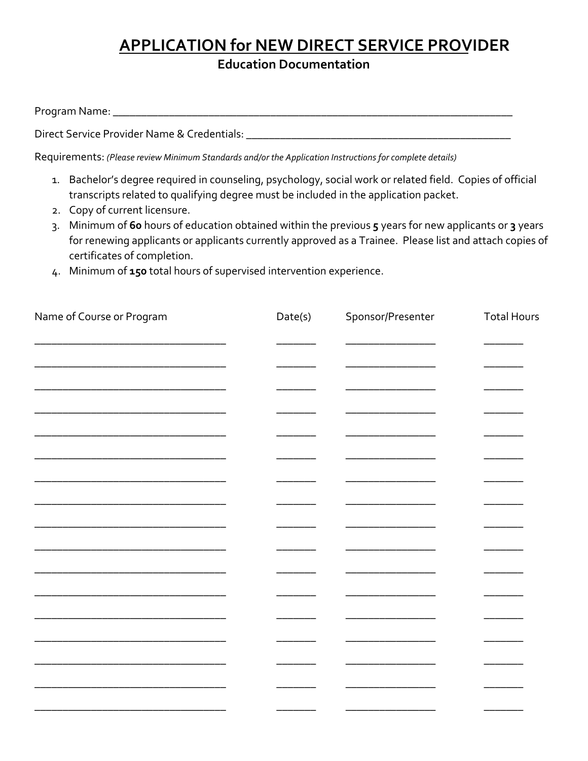# APPLICATION for NEW DIRECT SERVICE PROVIDER

## Education Documentation

Program Name: ___________________________________________________________________

Direct Service Provider Name & Credentials: _____________________________________________

Requirements: *(Please review Minimum Standards and/or the Application Instructions for complete details)*

1. Bachelor's degree required in counseling, psychology, social work or related field. Copies of official transcripts related to qualifying degree must be included in the application packet.
2. Copy of current licensure.
3. Minimum of **60** hours of education obtained within the previous **5** years for new applicants or **3** years for renewing applicants or applicants currently approved as a Trainee. Please list and attach copies of certificates of completion.
4. Minimum of **150** total hours of supervised intervention experience.

| Name of Course or Program | Date(s) | Sponsor/Presenter | Total Hours |
|---|---|---|---|
| | | | |
| | | | |
| | | | |
| | | | |
| | | | |
| | | | |
| | | | |
| | | | |
| | | | |
| | | | |
| | | | |
| | | | |
| | | | |
| | | | |
| | | | |
| | | | |
| | | | |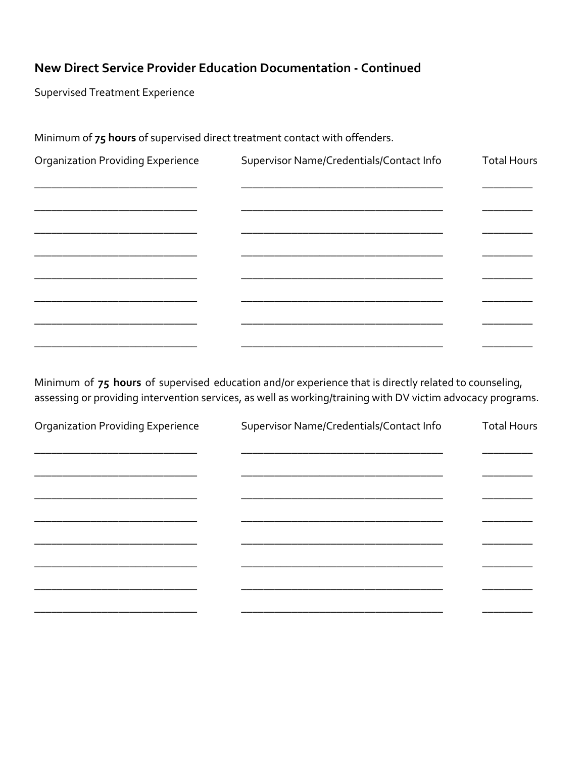## New Direct Service Provider Education Documentation - Continued

Supervised Treatment Experience

Minimum of **75 hours** of supervised direct treatment contact with offenders.

| Organization Providing Experience | Supervisor Name/Credentials/Contact Info | Total Hours |
|---|---|---|
| | | |
| | | |
| | | |
| | | |
| | | |
| | | |
| | | |
| | | |

Minimum of **75 hours** of supervised education and/or experience that is directly related to counseling, assessing or providing intervention services, as well as working/training with DV victim advocacy programs.

| Organization Providing Experience | Supervisor Name/Credentials/Contact Info | Total Hours |
|---|---|---|
| | | |
| | | |
| | | |
| | | |
| | | |
| | | |
| | | |
| | | |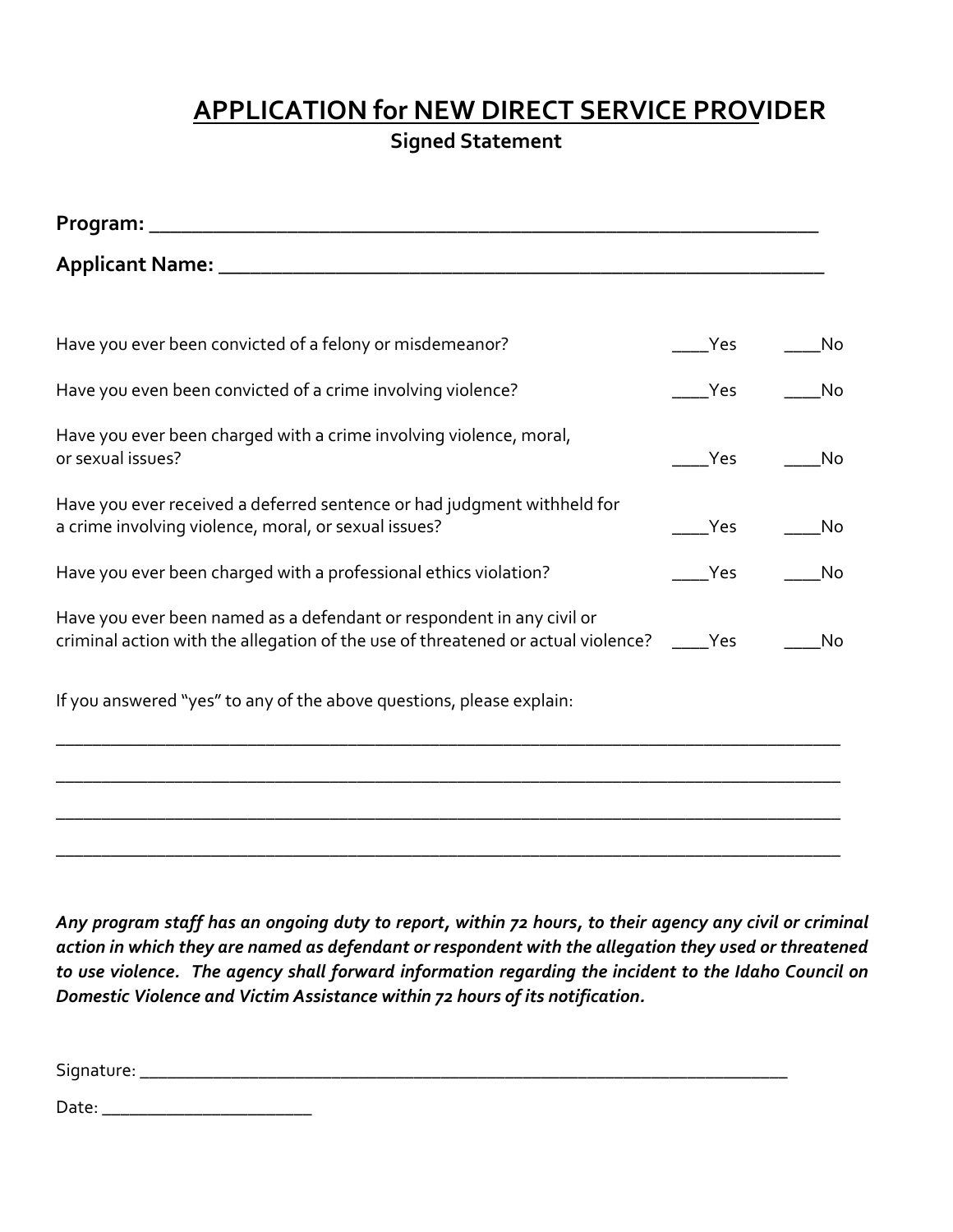# APPLICATION for NEW DIRECT SERVICE PROVIDER

**Signed Statement**

**Program:** ___________________________________________________________________

**Applicant Name:** ______________________________________________________________

| | | |
|---|---|---|
| Have you ever been convicted of a felony or misdemeanor? | ____Yes | ____No |
| Have you even been convicted of a crime involving violence? | ____Yes | ____No |
| Have you ever been charged with a crime involving violence, moral, or sexual issues? | ____Yes | ____No |
| Have you ever received a deferred sentence or had judgment withheld for a crime involving violence, moral, or sexual issues? | ____Yes | ____No |
| Have you ever been charged with a professional ethics violation? | ____Yes | ____No |
| Have you ever been named as a defendant or respondent in any civil or criminal action with the allegation of the use of threatened or actual violence? | ____Yes | ____No |

If you answered "yes" to any of the above questions, please explain:

_____________________________________________________________________________________

_____________________________________________________________________________________

_____________________________________________________________________________________

_____________________________________________________________________________________

***Any program staff has an ongoing duty to report, within 72 hours, to their agency any civil or criminal action in which they are named as defendant or respondent with the allegation they used or threatened to use violence. The agency shall forward information regarding the incident to the Idaho Council on Domestic Violence and Victim Assistance within 72 hours of its notification.***

Signature: ______________________________________________________________________

Date: _______________________